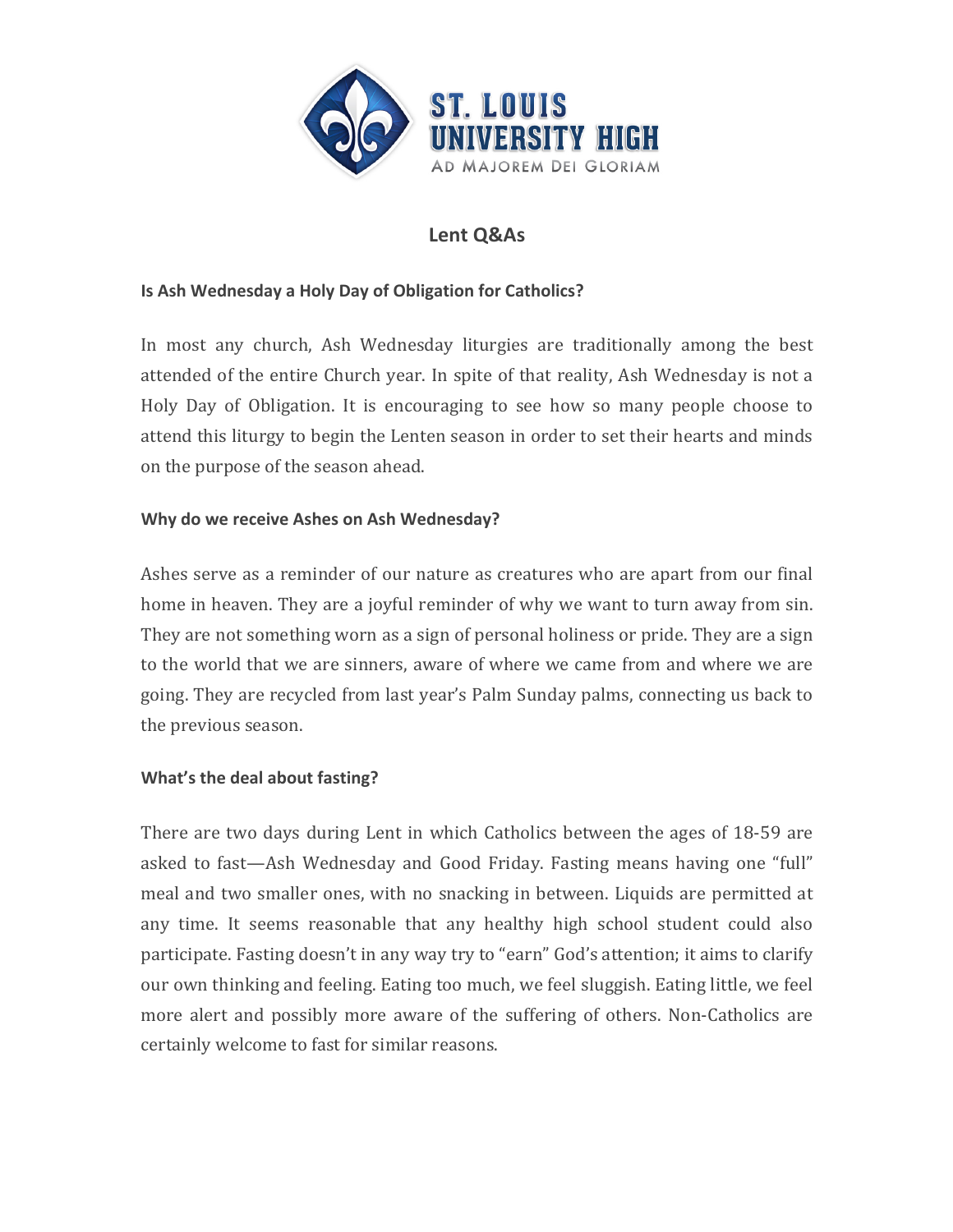ST. LOUIS UNIVERSITY HIGH

AD MAJOREM DEI GLORIAM

# Lent Q&As

**Is Ash Wednesday a Holy Day of Obligation for Catholics?**

In most any church, Ash Wednesday liturgies are traditionally among the best attended of the entire Church year. In spite of that reality, Ash Wednesday is not a Holy Day of Obligation. It is encouraging to see how so many people choose to attend this liturgy to begin the Lenten season in order to set their hearts and minds on the purpose of the season ahead.

**Why do we receive Ashes on Ash Wednesday?**

Ashes serve as a reminder of our nature as creatures who are apart from our final home in heaven. They are a joyful reminder of why we want to turn away from sin. They are not something worn as a sign of personal holiness or pride. They are a sign to the world that we are sinners, aware of where we came from and where we are going. They are recycled from last year's Palm Sunday palms, connecting us back to the previous season.

**What's the deal about fasting?**

There are two days during Lent in which Catholics between the ages of 18-59 are asked to fast—Ash Wednesday and Good Friday. Fasting means having one "full" meal and two smaller ones, with no snacking in between. Liquids are permitted at any time. It seems reasonable that any healthy high school student could also participate. Fasting doesn't in any way try to "earn" God's attention; it aims to clarify our own thinking and feeling. Eating too much, we feel sluggish. Eating little, we feel more alert and possibly more aware of the suffering of others. Non-Catholics are certainly welcome to fast for similar reasons.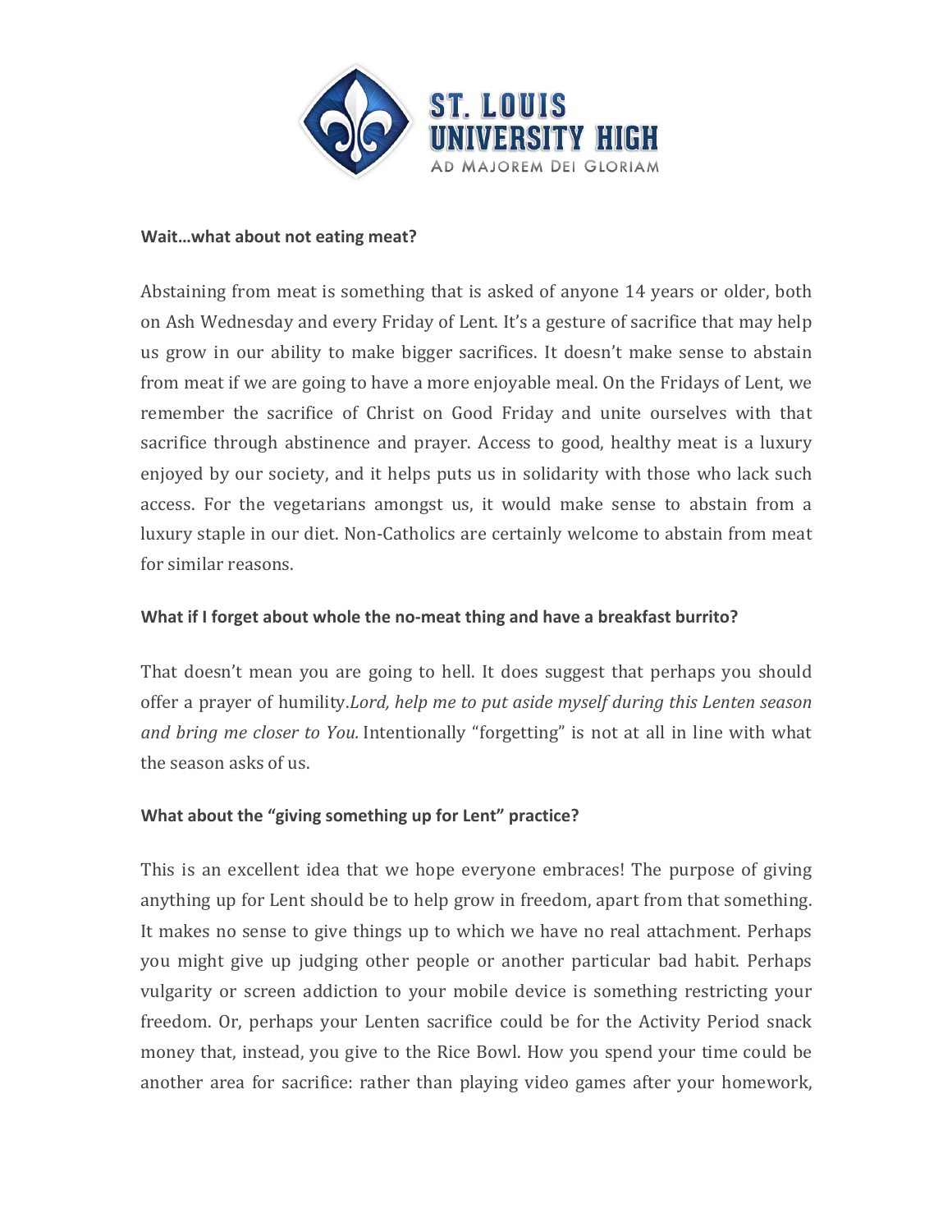**Wait…what about not eating meat?**

Abstaining from meat is something that is asked of anyone 14 years or older, both on Ash Wednesday and every Friday of Lent. It's a gesture of sacrifice that may help us grow in our ability to make bigger sacrifices. It doesn't make sense to abstain from meat if we are going to have a more enjoyable meal. On the Fridays of Lent, we remember the sacrifice of Christ on Good Friday and unite ourselves with that sacrifice through abstinence and prayer. Access to good, healthy meat is a luxury enjoyed by our society, and it helps puts us in solidarity with those who lack such access. For the vegetarians amongst us, it would make sense to abstain from a luxury staple in our diet. Non-Catholics are certainly welcome to abstain from meat for similar reasons.

**What if I forget about whole the no-meat thing and have a breakfast burrito?**

That doesn't mean you are going to hell. It does suggest that perhaps you should offer a prayer of humility.*Lord, help me to put aside myself during this Lenten season and bring me closer to You.* Intentionally "forgetting" is not at all in line with what the season asks of us.

**What about the "giving something up for Lent" practice?**

This is an excellent idea that we hope everyone embraces! The purpose of giving anything up for Lent should be to help grow in freedom, apart from that something. It makes no sense to give things up to which we have no real attachment. Perhaps you might give up judging other people or another particular bad habit. Perhaps vulgarity or screen addiction to your mobile device is something restricting your freedom. Or, perhaps your Lenten sacrifice could be for the Activity Period snack money that, instead, you give to the Rice Bowl. How you spend your time could be another area for sacrifice: rather than playing video games after your homework,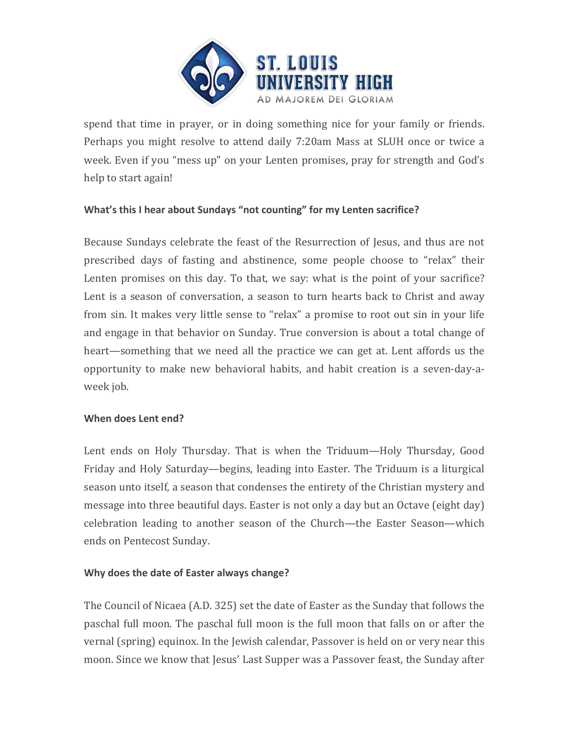spend that time in prayer, or in doing something nice for your family or friends. Perhaps you might resolve to attend daily 7:20am Mass at SLUH once or twice a week. Even if you "mess up" on your Lenten promises, pray for strength and God's help to start again!

**What's this I hear about Sundays "not counting" for my Lenten sacrifice?**

Because Sundays celebrate the feast of the Resurrection of Jesus, and thus are not prescribed days of fasting and abstinence, some people choose to "relax" their Lenten promises on this day. To that, we say: what is the point of your sacrifice? Lent is a season of conversation, a season to turn hearts back to Christ and away from sin. It makes very little sense to "relax" a promise to root out sin in your life and engage in that behavior on Sunday. True conversion is about a total change of heart—something that we need all the practice we can get at. Lent affords us the opportunity to make new behavioral habits, and habit creation is a seven-day-a-week job.

**When does Lent end?**

Lent ends on Holy Thursday. That is when the Triduum—Holy Thursday, Good Friday and Holy Saturday—begins, leading into Easter. The Triduum is a liturgical season unto itself, a season that condenses the entirety of the Christian mystery and message into three beautiful days. Easter is not only a day but an Octave (eight day) celebration leading to another season of the Church—the Easter Season—which ends on Pentecost Sunday.

**Why does the date of Easter always change?**

The Council of Nicaea (A.D. 325) set the date of Easter as the Sunday that follows the paschal full moon. The paschal full moon is the full moon that falls on or after the vernal (spring) equinox. In the Jewish calendar, Passover is held on or very near this moon. Since we know that Jesus' Last Supper was a Passover feast, the Sunday after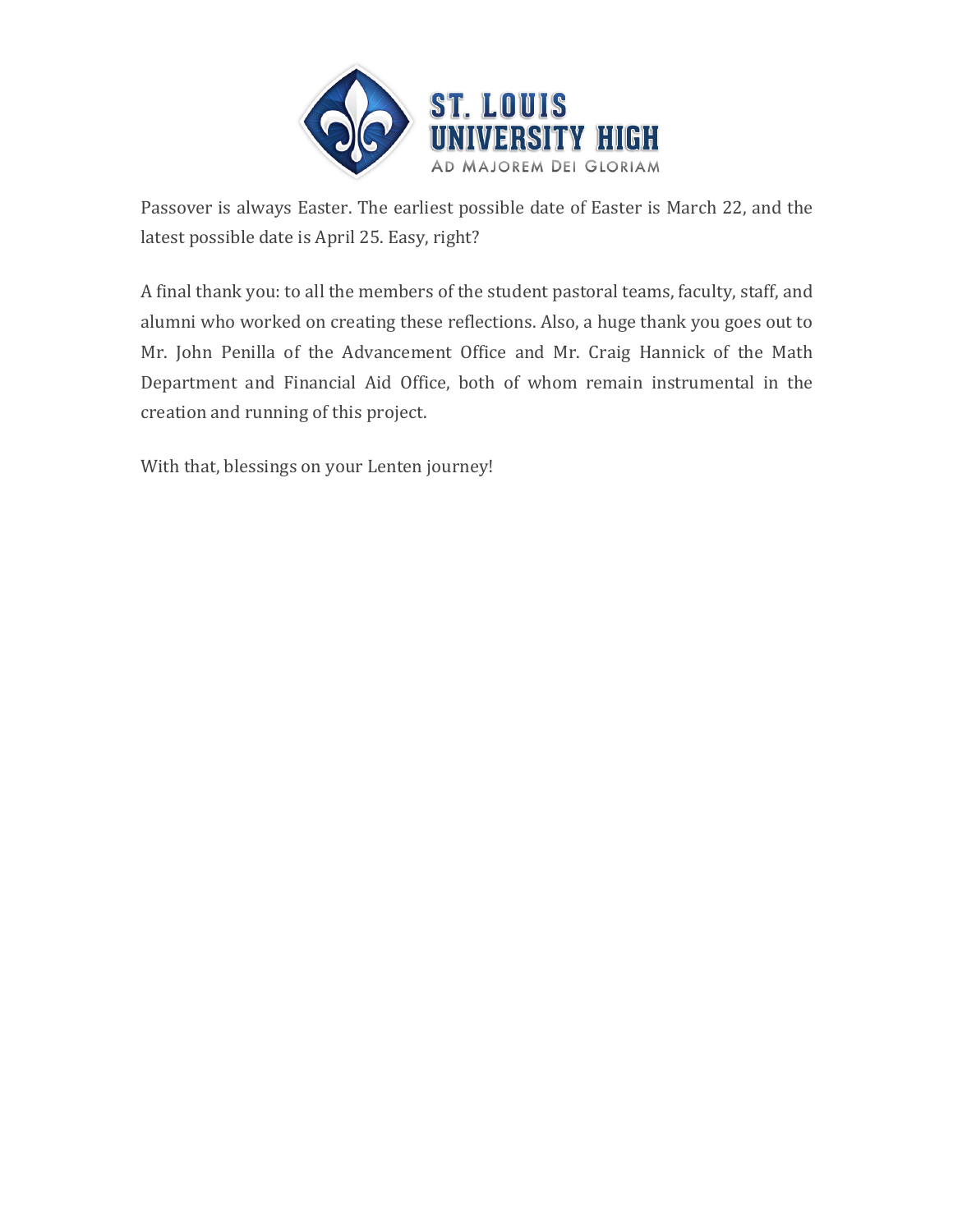Passover is always Easter. The earliest possible date of Easter is March 22, and the latest possible date is April 25. Easy, right?

A final thank you: to all the members of the student pastoral teams, faculty, staff, and alumni who worked on creating these reflections. Also, a huge thank you goes out to Mr. John Penilla of the Advancement Office and Mr. Craig Hannick of the Math Department and Financial Aid Office, both of whom remain instrumental in the creation and running of this project.

With that, blessings on your Lenten journey!